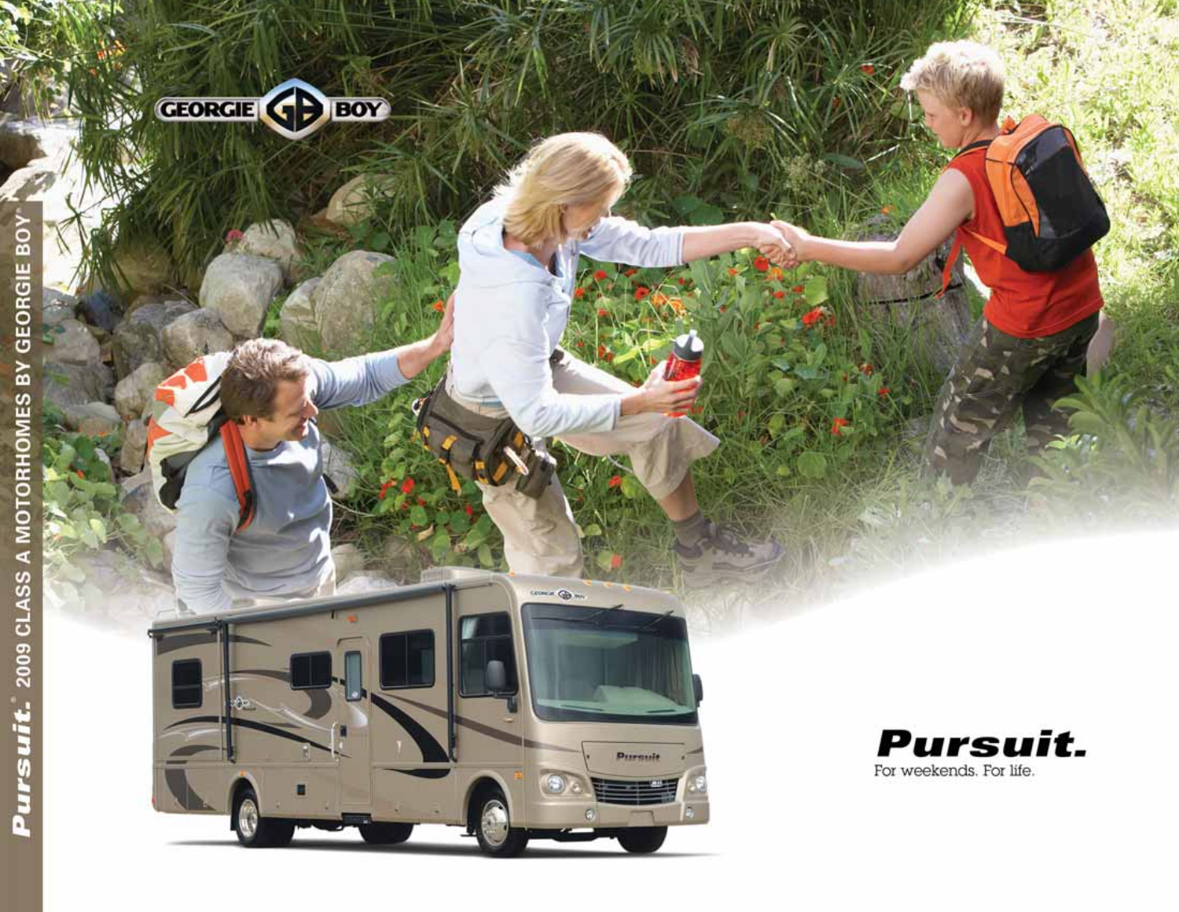GEORGIE BOY

Pursuit.® 2009 CLASS A MOTORHOMES BY GEORGIE BOY

# Pursuit.

For weekends. For life.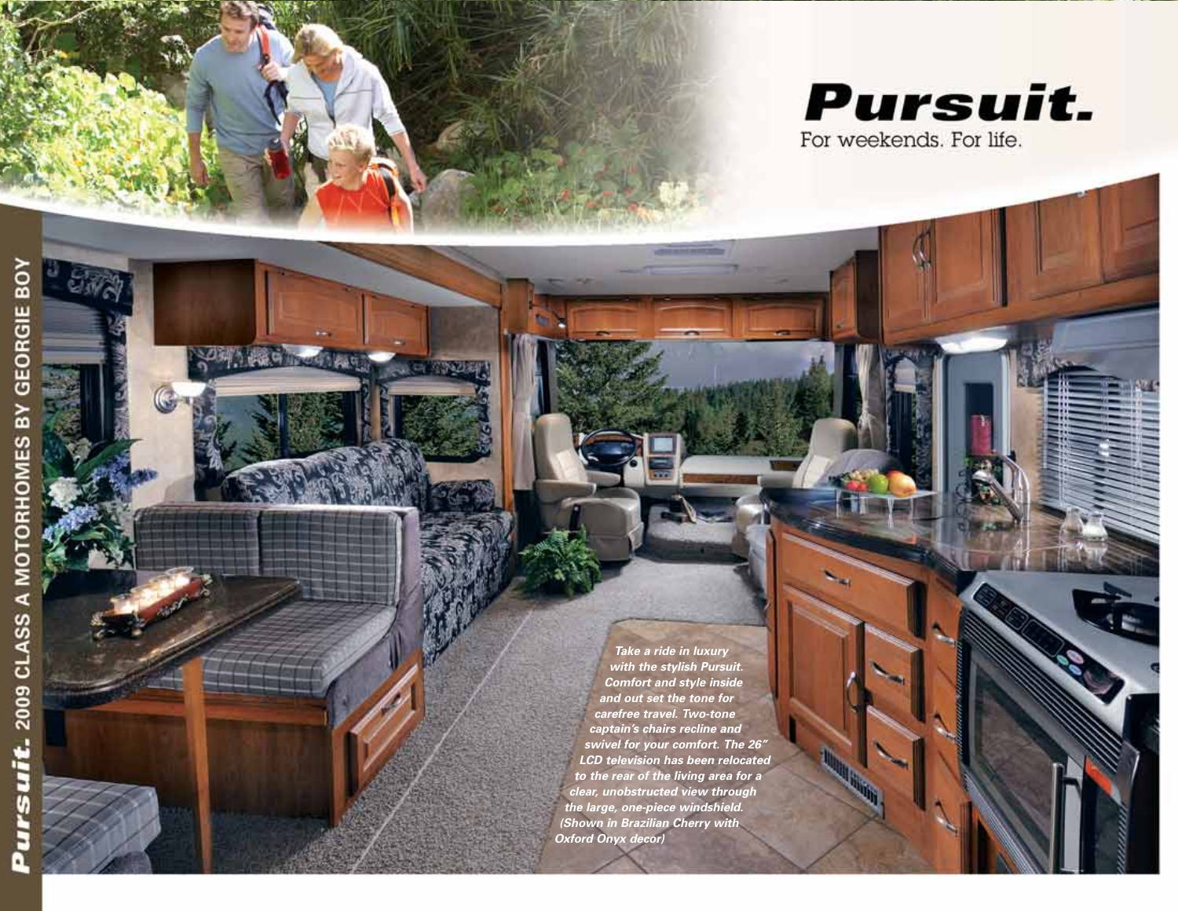# Pursuit.

For weekends. For life.

*Take a ride in luxury with the stylish Pursuit. Comfort and style inside and out set the tone for carefree travel. Two-tone captain's chairs recline and swivel for your comfort. The 26" LCD television has been relocated to the rear of the living area for a clear, unobstructed view through the large, one-piece windshield. (Shown in Brazilian Cherry with Oxford Onyx decor)*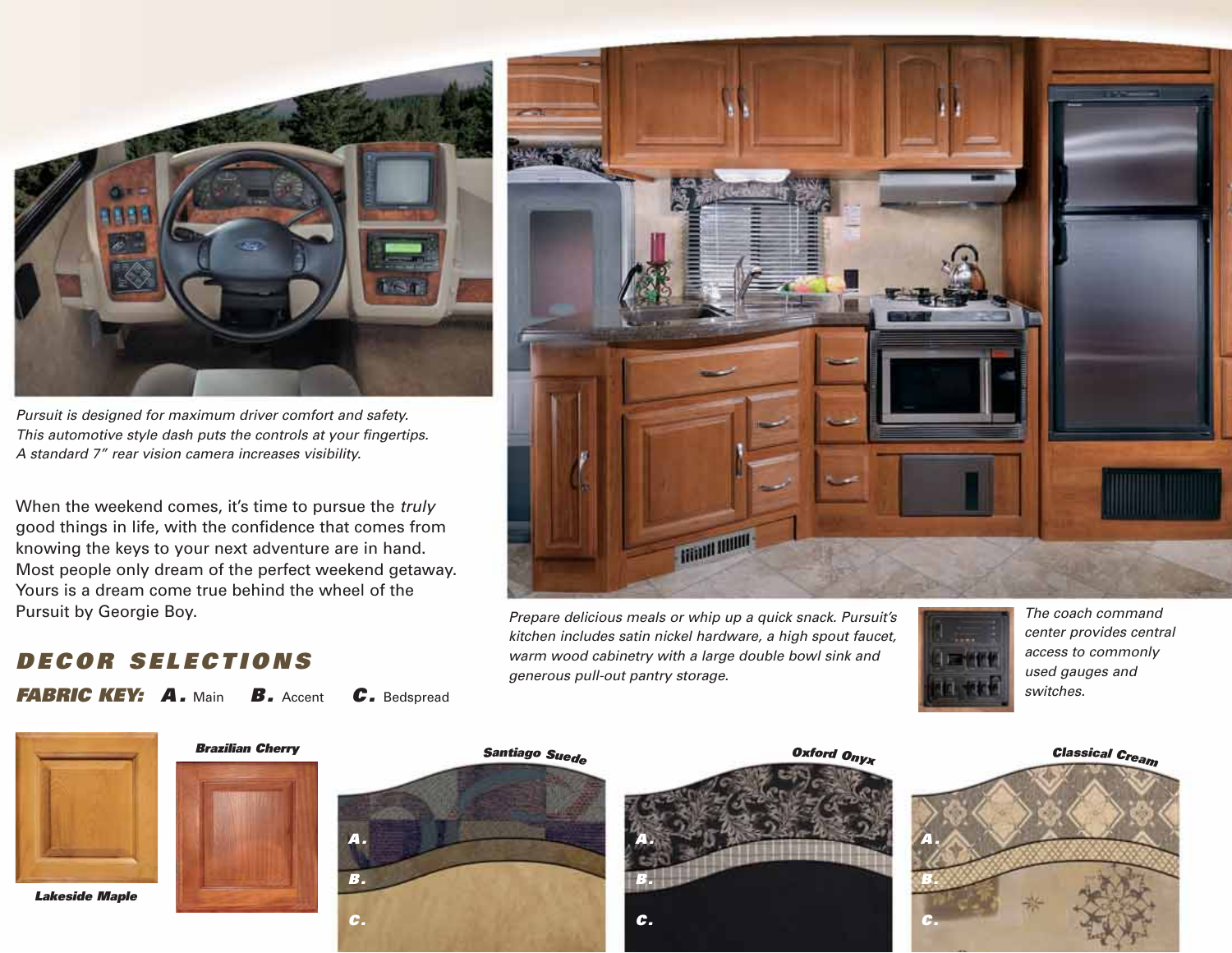*Pursuit is designed for maximum driver comfort and safety. This automotive style dash puts the controls at your fingertips. A standard 7" rear vision camera increases visibility.*

When the weekend comes, it's time to pursue the *truly* good things in life, with the confidence that comes from knowing the keys to your next adventure are in hand. Most people only dream of the perfect weekend getaway. Yours is a dream come true behind the wheel of the Pursuit by Georgie Boy.

*Prepare delicious meals or whip up a quick snack. Pursuit's kitchen includes satin nickel hardware, a high spout faucet, warm wood cabinetry with a large double bowl sink and generous pull-out pantry storage.*

*The coach command center provides central access to commonly used gauges and switches.*

## DECOR SELECTIONS

**FABRIC KEY:** **A.** Main **B.** Accent **C.** Bedspread

**Lakeside Maple**

**Brazilian Cherry**

**Santiago Suede**

A.
B.
C.

**Oxford Onyx**

A.
B.
C.

**Classical Cream**

A.
B.
C.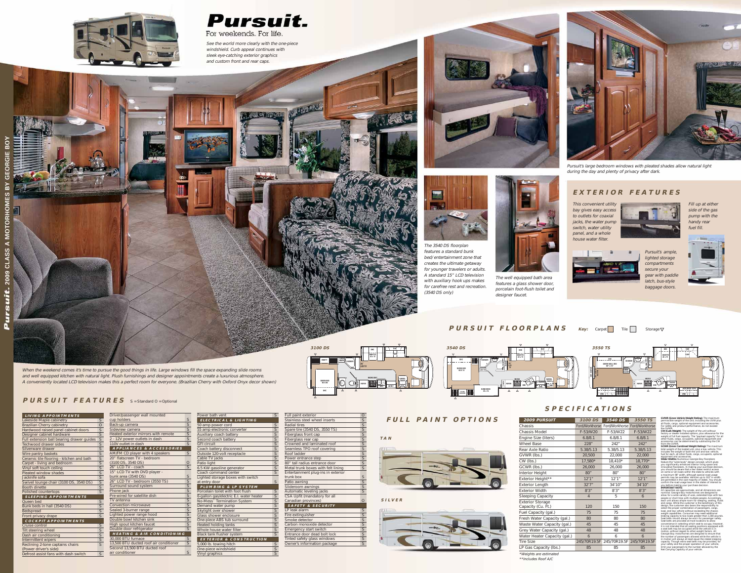# Pursuit.

For weekends. For life.

*See the world more clearly with the one-piece windshield. Curb appeal continues with sleek eye-catching exterior graphics and custom front and rear caps.*

*Pursuit's large bedroom windows with pleated shades allow natural light during the day and plenty of privacy after dark.*

*The 3540 DS floorplan features a standard bunk bed/ entertainment zone that creates the ultimate getaway for younger travelers or adults. A standard 15" LCD television with auxiliary hook ups makes for carefree rest and recreation. (3540 DS only)*

*The well equipped bath area features a glass shower door, porcelain foot-flush toilet and designer faucet.*

## EXTERIOR FEATURES

*This convenient utility bay gives easy access to outlets for coaxial jacks, the water pump switch, water utility panel, and a whole house water filter.*

*Fill up at either side of the gas pump with the handy rear fuel fill.*

*Pursuit's ample, lighted storage compartments secure your gear with paddle latch, bus-style baggage doors.*

*When the weekend comes it's time to pursue the good things in life. Large windows fill the space expanding slide rooms and well equipped kitchen with natural light. Plush furnishings and designer appointments create a luxurious atmosphere. A conveniently located LCD television makes this a perfect room for everyone. (Brazilian Cherry with Oxford Onyx decor shown)*

## PURSUIT FLOORPLANS

Key: Carpet, Tile, Storage ▽

3100 DS · 3540 DS · 3550 TS

## PURSUIT FEATURES

S = Standard O = Optional

| Feature | |
|---|---|
| **LIVING APPOINTMENTS** | |
| Lakeside Maple cabinetry | S |
| Brazilian Cherry cabinetry | O |
| Hardwood raised panel cabinet doors | S |
| Designer cabinet hardware | S |
| Full extension ball bearing drawer guides | S |
| Techwood drawer sides | S |
| Silverware drawer | S |
| Wire pantry baskets | S |
| Ceramic tile flooring - kitchen and bath | S |
| Carpet - living and bedroom | S |
| Vinyl soft touch ceiling | S |
| Pleated window shades | S |
| Jackknife sofa | S |
| Swivel lounge chair (3100 DS, 3540 DS) | S |
| Booth dinette | S |
| Polished countertops | S |
| **SLEEPING APPOINTMENTS** | |
| Queen bed | S |
| Bunk beds in hall (3540 DS) | S |
| Bedspread | S |
| Front privacy drape | S |
| **COCKPIT APPOINTMENTS** | |
| Cruise control | S |
| Tilt steering wheel | S |
| Dash air conditioning | S |
| Intermittent wipers | S |
| Reclining 2-tone captains chairs (Power driver's side) | S |
| Defrost assist fans with dash switch | S |
| Driver/passenger wall mounted cup holders | S |
| Back-up camera | S |
| Sideview camera | S |
| Heated exterior mirrors with remote | S |
| 2 - 12V power outlets in dash | S |
| 110V outlet in dash | S |
| **APPLIANCES & ACCESSORIES** | |
| AM/FM CD player with 4 speakers | S |
| 20" flatscreen TV - bedroom (3100 DS, 3540 DS) | O |
| 26" LCD TV - coach | S |
| 15" LCD TV with DVD player - bunk area (3540 DS) | S |
| 26" LCD TV - bedroom (3550 TS) | S |
| Surround sound system | S |
| Phone jack | S |
| Pre-wired for satellite dish | S |
| TV antenna | S |
| Convection microwave | S |
| Sealed 3-burner range | S |
| Lighted power range hood | S |
| Double bowl kitchen sink | S |
| High spout kitchen faucet | S |
| Double door refrigerator | S |
| **HEATING & AIR CONDITIONING** | |
| 30,000 BTU furnace | S |
| 13,500 BTU ducted roof air conditioner | S |
| Second 13,500 BTU ducted roof air conditioner | S |
| Power bath vent | S |
| **ELECTRICAL & LIGHTING** | |
| 50 amp power cord | S |
| 55 amp electronic converter | S |
| Auxiliary coach battery | S |
| Second coach battery | S |
| GFI circuit | S |
| Coach battery disconnect | S |
| Outside 120-volt receptacle | S |
| Cable TV jacks | S |
| Patio light | S |
| 6.5 KW gasoline generator | S |
| Coach command center | S |
| Lighted storage boxes with switch at entry door | S |
| **PLUMBING & LP SYSTEM** | |
| Porcelain toilet with foot flush | S |
| 6-gallon gas/electric E.I. water heater | S |
| No-Mess™ Termination System | S |
| Demand water pump | S |
| Skylight over shower | S |
| Glass shower enclosure | S |
| One-piece ABS tub surround | S |
| Heated holding tanks | S |
| Whole house water filter | S |
| Black tank flusher system | S |
| **EXTERIOR & CONSTRUCTION** | |
| 5,000 lb. towing hitch | S |
| One-piece windshield | S |
| Vinyl graphics | S |
| Full paint exterior | O |
| Stainless steel wheel inserts | S |
| Radial tires | S |
| Spare tire (3540 DS, 3550 TS) | S |
| Fiberglass front cap | S |
| Fiberglass rear cap | S |
| Crowned and laminated roof | S |
| Seamless TPO roof covering | S |
| Roof ladder | S |
| Power entrance step | S |
| 80" tall radius entrance door | S |
| Metal trunk boxes with felt lining | S |
| Entertainment plug-ins in exterior trunk box | S |
| Patio awning | S |
| Slideroom awnings | S |
| Automatic leveling jacks | S |
| CSA Uplift (mandatory for all Canadian provinces) | O |
| **SAFETY & SECURITY** | |
| LP leak alarm | S |
| Fire extinguisher | S |
| Smoke detector | S |
| Carbon monoxide detector | S |
| Emergency start switch | S |
| Entrance door dead bolt lock | S |
| Tinted safety glass windows | S |
| Owner's information package | S |

## FULL PAINT OPTIONS

TAN

SILVER

## SPECIFICATIONS

| 2009 PURSUIT | 3100 DS | 3540 DS | 3550 TS |
|---|---|---|---|
| Chassis | Ford/Workhorse | Ford/Workhorse | Ford/Workhorse |
| Chassis Model | F-53/W20 | F-53/W22 | F-53/W22 |
| Engine Size (liters) | 6.8/8.1 | 6.8/8.1 | 6.8/8.1 |
| Wheel Base | 228" | 242" | 242" |
| Rear Axle Ratio | 5.38/5.13 | 5.38/5.13 | 5.38/5.13 |
| GVWR (lbs.) | 20,500 | 22,000 | 22,000 |
| CW (lbs.) | 17,580* | 18,410* | 18,770* |
| GCWR (lbs.) | 26,000 | 26,000 | 26,000 |
| Interior Height | 80" | 80" | 80" |
| Exterior Height** | 12'1" | 12'1" | 12'1" |
| Exterior Length | 32'7" | 34'10" | 34'10" |
| Exterior Width | 8'3" | 8'3" | 8'3" |
| Sleeping Capacity | 4 | 5 | 6 |
| Exterior Storage Capacity (Cu. Ft.) | 120 | 150 | 150 |
| Fuel Capacity (gal.) | 75 | 75 | 75 |
| Fresh Water Capacity (gal.) | 80 | 80 | 80 |
| Waste Water Capacity (gal.) | 45 | 45 | 45 |
| Grey Water Capacity (gal.) | 48 | 48 | 48 |
| Water Heater Capacity (gal.) | 6 | 6 | 6 |
| Tire Size | 245/70R19.5F | 245/70R19.5F | 245/70R19.5F |
| LP Gas Capacity (lbs.) | 85 | 85 | 85 |

*Weights are estimated
**Includes Roof A/C

**GVWR (Gross Vehicle Weight Rating):** The maximum permissible weight of the unit, including the UVW plus all fluids, cargo, optional equipment and accessories. For safety and product performance, do not exceed the GVWR.
**CW (Curb Weight):** The weight of the unit without factory or dealer installed options, plus allowance for the weight of full fuel capacity. The "payload capacity" for all other fluids, cargo, occupants, optional equipment and accessories can be determined by subtracting the CW from the GVWR.
**GCWR (Gross Combined Weight Rating):** The maximum total weight of the loaded unit, plus a tow vehicle. This includes the weight of both the unit and tow vehicle, fuel for each, all other fluids, cargo, occupants, optional equipment and accessories.
**Wider Widths:** Numerous Georgie Boy floorplans feature the "wide body" design concept, which gives you significantly enhanced interior living space and innovative floorplans. In making your purchase decision, you should be aware that a few states restrict access on some or all roads within the state to vehicles with a maximum 96" width, although special road usage permits may be available. Vehicles up to 102" in width are permitted in the vast majority of states. You should confirm the road usage laws in the states of interest to you before making your purchase decision.
**IMPORTANT NOTE:** All capacities are approximate, and all dimensions are nominal. Georgie Boy motorhomes are designed to allow for a wide variety of uses, extended trips with two people or short trips with multiple people. Accordingly, each unit allows ample room for sleeping, seating, fluids and cargo. While the customer is the beneficiary of this design, the customer also bears the responsibility to select the proper combination of passengers, cargo, load, and tow vehicle without exceeding the chassis weight capabilities. Consumer may need additional braking capacity to tow loads greater than 1,000 pounds. Seat belts should always be worn for passenger safety. Seat belts are provided at most locations to allow convenience in selecting which seat to occupy. However, it is not intended that all seating positions equipped with a seat belt may be occupied while the vehicle is in motion, without regard to other weight factors. All Georgie Boy motorhomes are designed to ensure that the number of passengers allowed while the vehicle is in motion will always at least equal the stated sleeping capacity. Though extra seat belts may be provided, for your safety and the proper operation of your vehicle, limit your passengers to the number allowed by the Net Carrying Capacity of your vehicle.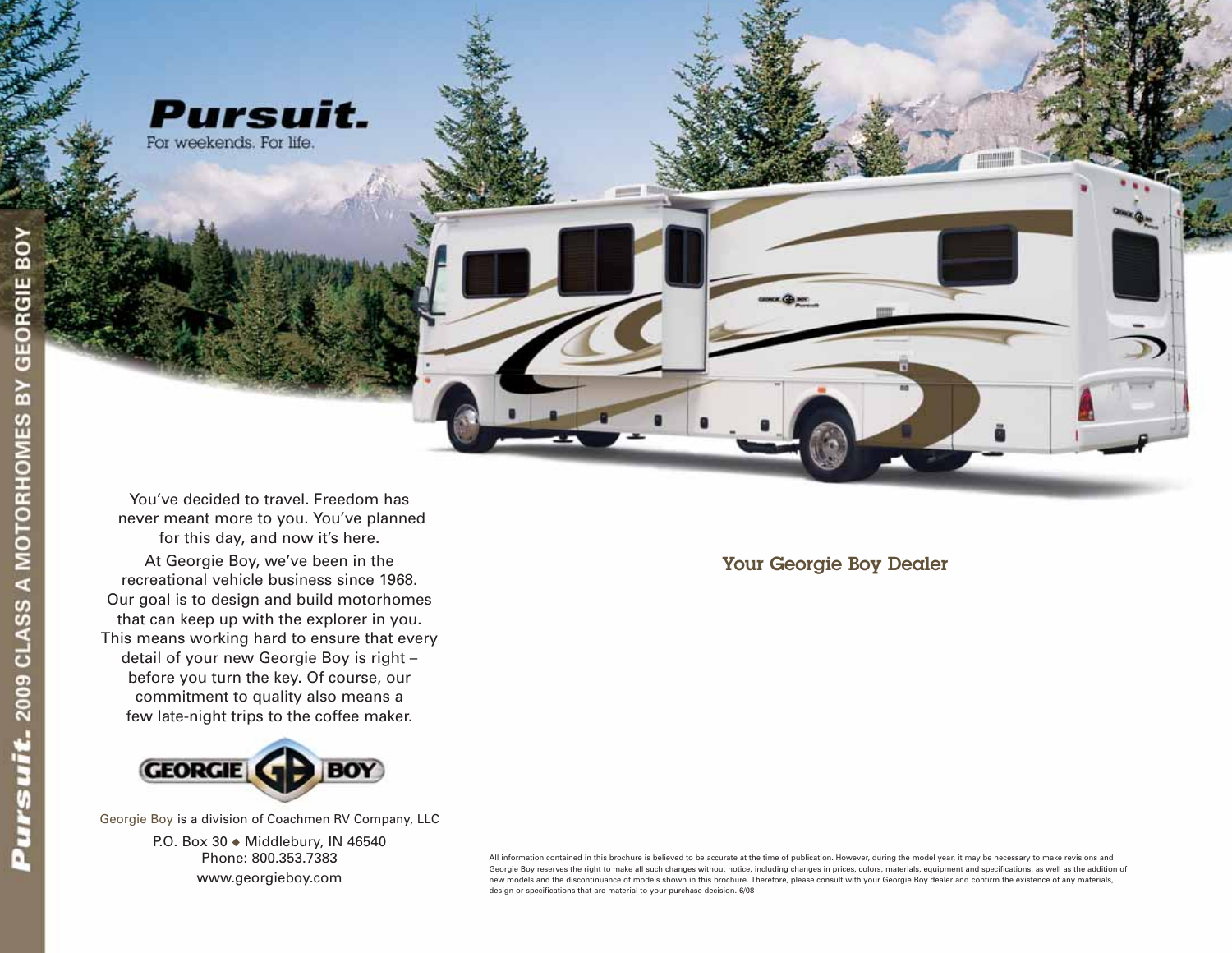# Pursuit.

For weekends. For life.

You've decided to travel. Freedom has never meant more to you. You've planned for this day, and now it's here.

At Georgie Boy, we've been in the recreational vehicle business since 1968. Our goal is to design and build motorhomes that can keep up with the explorer in you. This means working hard to ensure that every detail of your new Georgie Boy is right – before you turn the key. Of course, our commitment to quality also means a few late-night trips to the coffee maker.

GEORGIE BOY

Georgie Boy is a division of Coachmen RV Company, LLC

P.O. Box 30 ◆ Middlebury, IN 46540
Phone: 800.353.7383
www.georgieboy.com

## Your Georgie Boy Dealer

All information contained in this brochure is believed to be accurate at the time of publication. However, during the model year, it may be necessary to make revisions and Georgie Boy reserves the right to make all such changes without notice, including changes in prices, colors, materials, equipment and specifications, as well as the addition of new models and the discontinuance of models shown in this brochure. Therefore, please consult with your Georgie Boy dealer and confirm the existence of any materials, design or specifications that are material to your purchase decision. 6/08